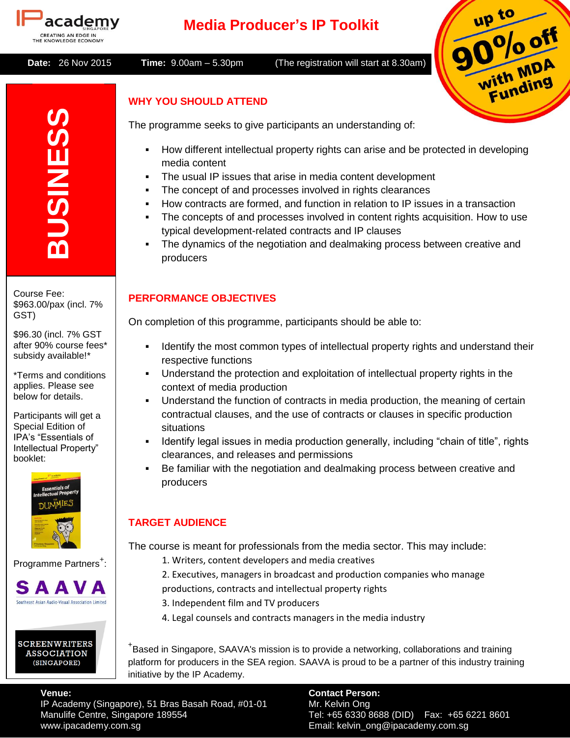IP academy SINGAPORE
CREATING AN EDGE IN THE KNOWLEDGE ECONOMY

# Media Producer's IP Toolkit

**Date:** 26 Nov 2015 **Time:** 9.00am – 5.30pm (The registration will start at 8.30am)

up to 90% off with MDA Funding

**BUSINESS**

Course Fee: $963.00/pax (incl. 7% GST)

$96.30 (incl. 7% GST after 90% course fees* subsidy available!*

*Terms and conditions applies. Please see below for details.

Participants will get a Special Edition of IPA's "Essentials of Intellectual Property" booklet:

Programme Partners+:

SAAVA – Southeast Asian Audio-Visual Association Limited

SCREENWRITERS ASSOCIATION (SINGAPORE)

## WHY YOU SHOULD ATTEND

The programme seeks to give participants an understanding of:

- How different intellectual property rights can arise and be protected in developing media content
- The usual IP issues that arise in media content development
- The concept of and processes involved in rights clearances
- How contracts are formed, and function in relation to IP issues in a transaction
- The concepts of and processes involved in content rights acquisition. How to use typical development-related contracts and IP clauses
- The dynamics of the negotiation and dealmaking process between creative and producers

## PERFORMANCE OBJECTIVES

On completion of this programme, participants should be able to:

- Identify the most common types of intellectual property rights and understand their respective functions
- Understand the protection and exploitation of intellectual property rights in the context of media production
- Understand the function of contracts in media production, the meaning of certain contractual clauses, and the use of contracts or clauses in specific production situations
- Identify legal issues in media production generally, including "chain of title", rights clearances, and releases and permissions
- Be familiar with the negotiation and dealmaking process between creative and producers

## TARGET AUDIENCE

The course is meant for professionals from the media sector. This may include:

1. Writers, content developers and media creatives
2. Executives, managers in broadcast and production companies who manage productions, contracts and intellectual property rights
3. Independent film and TV producers
4. Legal counsels and contracts managers in the media industry

+Based in Singapore, SAAVA's mission is to provide a networking, collaborations and training platform for producers in the SEA region. SAAVA is proud to be a partner of this industry training initiative by the IP Academy.

**Venue:**
IP Academy (Singapore), 51 Bras Basah Road, #01-01
Manulife Centre, Singapore 189554
www.ipacademy.com.sg

**Contact Person:**
Mr. Kelvin Ong
Tel: +65 6330 8688 (DID) Fax: +65 6221 8601
Email: kelvin_ong@ipacademy.com.sg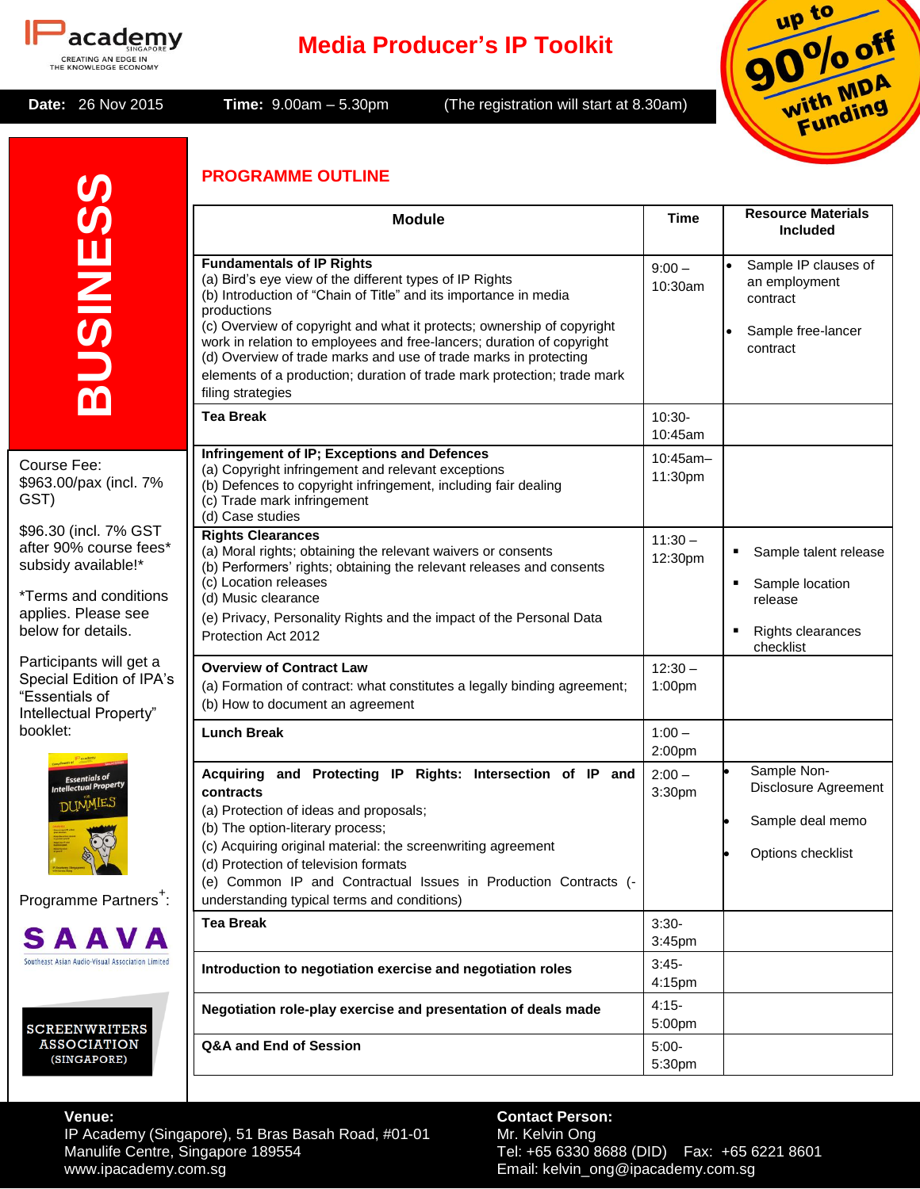IP academy SINGAPORE
CREATING AN EDGE IN THE KNOWLEDGE ECONOMY

# Media Producer's IP Toolkit

up to 90% off with MDA Funding

**Date:** 26 Nov 2015 **Time:** 9.00am – 5.30pm (The registration will start at 8.30am)

**BUSINESS**

Course Fee:
$963.00/pax (incl. 7% GST)

$96.30 (incl. 7% GST after 90% course fees* subsidy available!*

*Terms and conditions applies. Please see below for details.

Participants will get a Special Edition of IPA's "Essentials of Intellectual Property" booklet:

Programme Partners+:

SAAVA
Southeast Asian Audio-Visual Association Limited

SCREENWRITERS ASSOCIATION (SINGAPORE)

## PROGRAMME OUTLINE

| Module | Time | Resource Materials Included |
|---|---|---|
| **Fundamentals of IP Rights**<br>(a) Bird's eye view of the different types of IP Rights<br>(b) Introduction of "Chain of Title" and its importance in media productions<br>(c) Overview of copyright and what it protects; ownership of copyright work in relation to employees and free-lancers; duration of copyright<br>(d) Overview of trade marks and use of trade marks in protecting elements of a production; duration of trade mark protection; trade mark filing strategies | 9:00 – 10:30am | • Sample IP clauses of an employment contract<br>• Sample free-lancer contract |
| **Tea Break** | 10:30-10:45am | |
| **Infringement of IP; Exceptions and Defences**<br>(a) Copyright infringement and relevant exceptions<br>(b) Defences to copyright infringement, including fair dealing<br>(c) Trade mark infringement<br>(d) Case studies | 10:45am–11:30pm | |
| **Rights Clearances**<br>(a) Moral rights; obtaining the relevant waivers or consents<br>(b) Performers' rights; obtaining the relevant releases and consents<br>(c) Location releases<br>(d) Music clearance<br>(e) Privacy, Personality Rights and the impact of the Personal Data Protection Act 2012 | 11:30 – 12:30pm | ▪ Sample talent release<br>▪ Sample location release<br>▪ Rights clearances checklist |
| **Overview of Contract Law**<br>(a) Formation of contract: what constitutes a legally binding agreement;<br>(b) How to document an agreement | 12:30 – 1:00pm | |
| **Lunch Break** | 1:00 – 2:00pm | |
| **Acquiring and Protecting IP Rights: Intersection of IP and contracts**<br>(a) Protection of ideas and proposals;<br>(b) The option-literary process;<br>(c) Acquiring original material: the screenwriting agreement<br>(d) Protection of television formats<br>(e) Common IP and Contractual Issues in Production Contracts (-understanding typical terms and conditions) | 2:00 – 3:30pm | • Sample Non-Disclosure Agreement<br>• Sample deal memo<br>• Options checklist |
| **Tea Break** | 3:30-3:45pm | |
| **Introduction to negotiation exercise and negotiation roles** | 3:45-4:15pm | |
| **Negotiation role-play exercise and presentation of deals made** | 4:15-5:00pm | |
| **Q&A and End of Session** | 5:00-5:30pm | |

**Venue:**
IP Academy (Singapore), 51 Bras Basah Road, #01-01
Manulife Centre, Singapore 189554
www.ipacademy.com.sg

**Contact Person:**
Mr. Kelvin Ong
Tel: +65 6330 8688 (DID) Fax: +65 6221 8601
Email: kelvin_ong@ipacademy.com.sg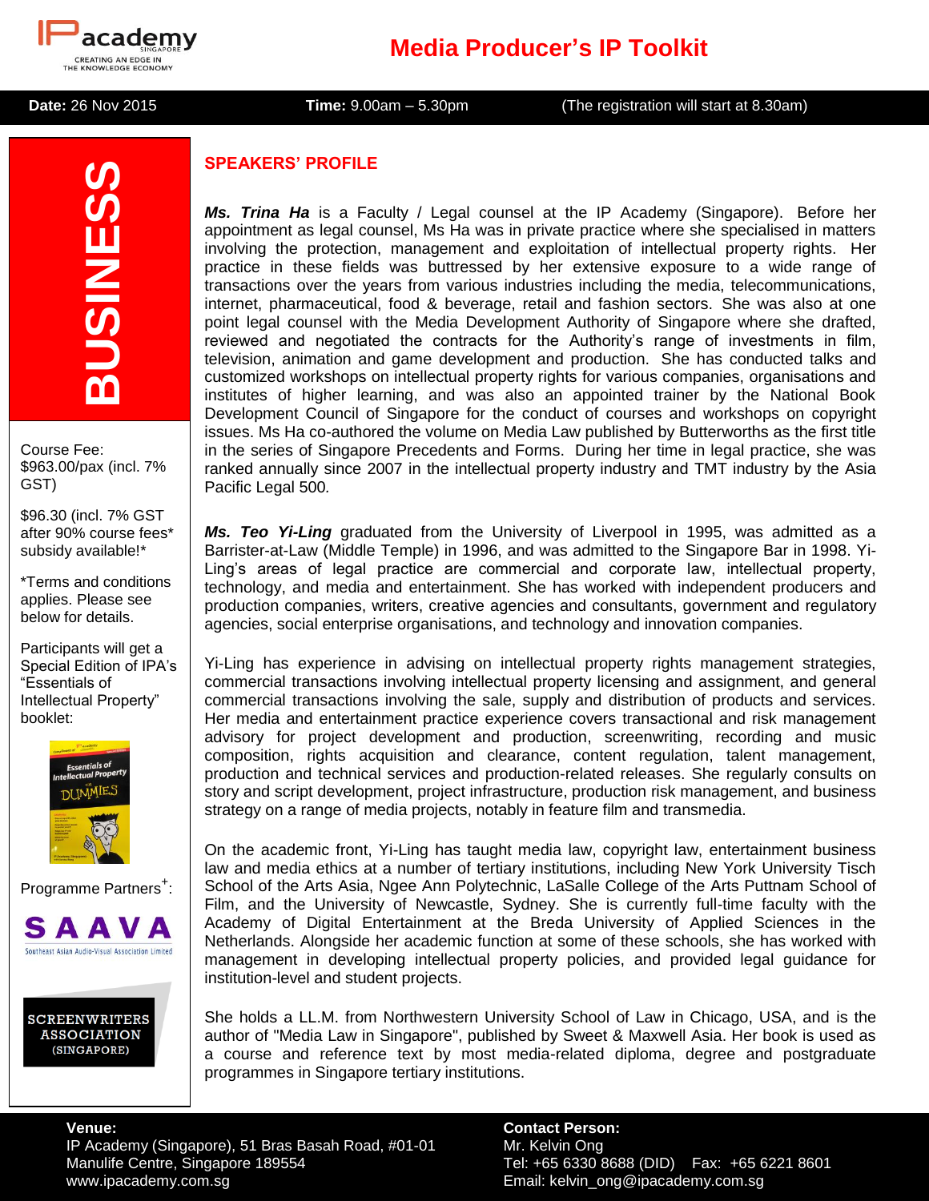# Media Producer's IP Toolkit

**Date:** 26 Nov 2015 **Time:** 9.00am – 5.30pm (The registration will start at 8.30am)

**BUSINESS**

Course Fee:
$963.00/pax (incl. 7% GST)

$96.30 (incl. 7% GST after 90% course fees* subsidy available!*

*Terms and conditions applies. Please see below for details.

Participants will get a Special Edition of IPA's "Essentials of Intellectual Property" booklet:

Programme Partners+:

SAAVA – Southeast Asian Audio-Visual Association Limited

SCREENWRITERS ASSOCIATION (SINGAPORE)

## SPEAKERS' PROFILE

***Ms. Trina Ha*** is a Faculty / Legal counsel at the IP Academy (Singapore). Before her appointment as legal counsel, Ms Ha was in private practice where she specialised in matters involving the protection, management and exploitation of intellectual property rights. Her practice in these fields was buttressed by her extensive exposure to a wide range of transactions over the years from various industries including the media, telecommunications, internet, pharmaceutical, food & beverage, retail and fashion sectors. She was also at one point legal counsel with the Media Development Authority of Singapore where she drafted, reviewed and negotiated the contracts for the Authority's range of investments in film, television, animation and game development and production. She has conducted talks and customized workshops on intellectual property rights for various companies, organisations and institutes of higher learning, and was also an appointed trainer by the National Book Development Council of Singapore for the conduct of courses and workshops on copyright issues. Ms Ha co-authored the volume on Media Law published by Butterworths as the first title in the series of Singapore Precedents and Forms. During her time in legal practice, she was ranked annually since 2007 in the intellectual property industry and TMT industry by the Asia Pacific Legal 500.

***Ms. Teo Yi-Ling*** graduated from the University of Liverpool in 1995, was admitted as a Barrister-at-Law (Middle Temple) in 1996, and was admitted to the Singapore Bar in 1998. Yi-Ling's areas of legal practice are commercial and corporate law, intellectual property, technology, and media and entertainment. She has worked with independent producers and production companies, writers, creative agencies and consultants, government and regulatory agencies, social enterprise organisations, and technology and innovation companies.

Yi-Ling has experience in advising on intellectual property rights management strategies, commercial transactions involving intellectual property licensing and assignment, and general commercial transactions involving the sale, supply and distribution of products and services. Her media and entertainment practice experience covers transactional and risk management advisory for project development and production, screenwriting, recording and music composition, rights acquisition and clearance, content regulation, talent management, production and technical services and production-related releases. She regularly consults on story and script development, project infrastructure, production risk management, and business strategy on a range of media projects, notably in feature film and transmedia.

On the academic front, Yi-Ling has taught media law, copyright law, entertainment business law and media ethics at a number of tertiary institutions, including New York University Tisch School of the Arts Asia, Ngee Ann Polytechnic, LaSalle College of the Arts Puttnam School of Film, and the University of Newcastle, Sydney. She is currently full-time faculty with the Academy of Digital Entertainment at the Breda University of Applied Sciences in the Netherlands. Alongside her academic function at some of these schools, she has worked with management in developing intellectual property policies, and provided legal guidance for institution-level and student projects.

She holds a LL.M. from Northwestern University School of Law in Chicago, USA, and is the author of "Media Law in Singapore", published by Sweet & Maxwell Asia. Her book is used as a course and reference text by most media-related diploma, degree and postgraduate programmes in Singapore tertiary institutions.

**Venue:**
IP Academy (Singapore), 51 Bras Basah Road, #01-01
Manulife Centre, Singapore 189554
www.ipacademy.com.sg

**Contact Person:**
Mr. Kelvin Ong
Tel: +65 6330 8688 (DID) Fax: +65 6221 8601
Email: kelvin_ong@ipacademy.com.sg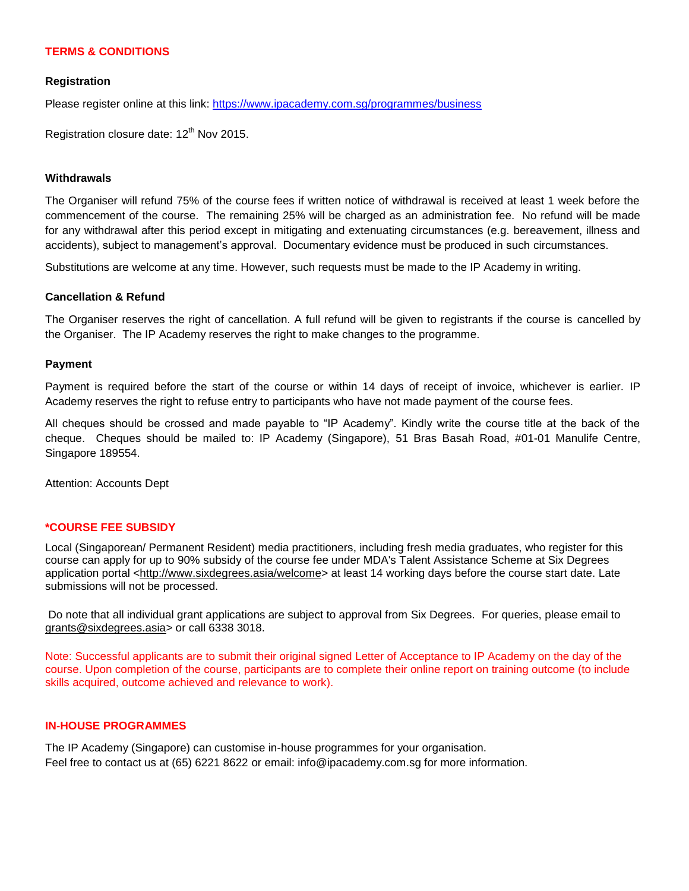## TERMS & CONDITIONS

### Registration

Please register online at this link: https://www.ipacademy.com.sg/programmes/business

Registration closure date: 12th Nov 2015.

### Withdrawals

The Organiser will refund 75% of the course fees if written notice of withdrawal is received at least 1 week before the commencement of the course. The remaining 25% will be charged as an administration fee. No refund will be made for any withdrawal after this period except in mitigating and extenuating circumstances (e.g. bereavement, illness and accidents), subject to management's approval. Documentary evidence must be produced in such circumstances.

Substitutions are welcome at any time. However, such requests must be made to the IP Academy in writing.

### Cancellation & Refund

The Organiser reserves the right of cancellation. A full refund will be given to registrants if the course is cancelled by the Organiser. The IP Academy reserves the right to make changes to the programme.

### Payment

Payment is required before the start of the course or within 14 days of receipt of invoice, whichever is earlier. IP Academy reserves the right to refuse entry to participants who have not made payment of the course fees.

All cheques should be crossed and made payable to "IP Academy". Kindly write the course title at the back of the cheque. Cheques should be mailed to: IP Academy (Singapore), 51 Bras Basah Road, #01-01 Manulife Centre, Singapore 189554.

Attention: Accounts Dept

## *COURSE FEE SUBSIDY

Local (Singaporean/ Permanent Resident) media practitioners, including fresh media graduates, who register for this course can apply for up to 90% subsidy of the course fee under MDA's Talent Assistance Scheme at Six Degrees application portal <http://www.sixdegrees.asia/welcome> at least 14 working days before the course start date. Late submissions will not be processed.

Do note that all individual grant applications are subject to approval from Six Degrees. For queries, please email to grants@sixdegrees.asia> or call 6338 3018.

Note: Successful applicants are to submit their original signed Letter of Acceptance to IP Academy on the day of the course. Upon completion of the course, participants are to complete their online report on training outcome (to include skills acquired, outcome achieved and relevance to work).

## IN-HOUSE PROGRAMMES

The IP Academy (Singapore) can customise in-house programmes for your organisation.
Feel free to contact us at (65) 6221 8622 or email: info@ipacademy.com.sg for more information.